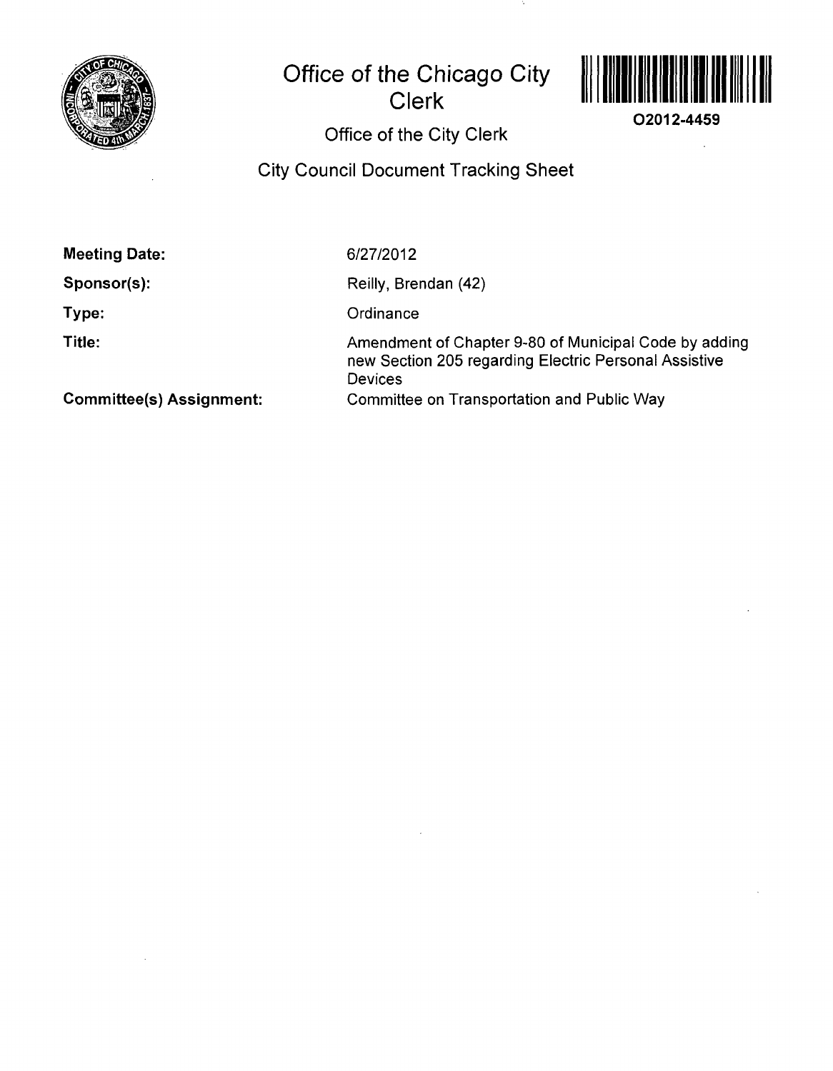# Office of the Chicago City Clerk

O2012-4459

## Office of the City Clerk

## City Council Document Tracking Sheet

**Meeting Date:** 6/27/2012

**Sponsor(s):** Reilly, Brendan (42)

**Type:** Ordinance

**Title:** Amendment of Chapter 9-80 of Municipal Code by adding new Section 205 regarding Electric Personal Assistive Devices

**Committee(s) Assignment:** Committee on Transportation and Public Way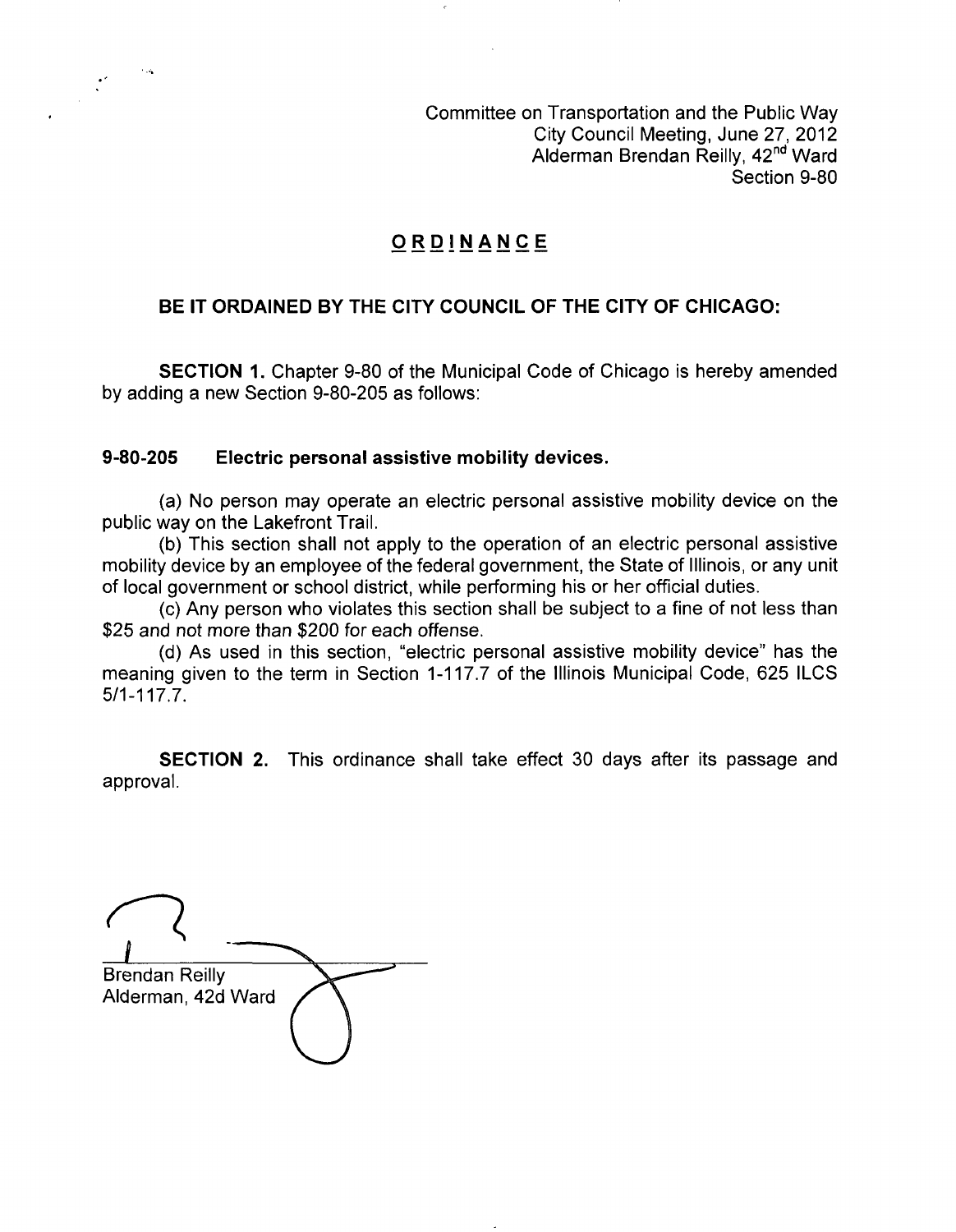Committee on Transportation and the Public Way
City Council Meeting, June 27, 2012
Alderman Brendan Reilly, 42nd Ward
Section 9-80

# ORDINANCE

**BE IT ORDAINED BY THE CITY COUNCIL OF THE CITY OF CHICAGO:**

**SECTION 1.** Chapter 9-80 of the Municipal Code of Chicago is hereby amended by adding a new Section 9-80-205 as follows:

**9-80-205 Electric personal assistive mobility devices.**

(a) No person may operate an electric personal assistive mobility device on the public way on the Lakefront Trail.

(b) This section shall not apply to the operation of an electric personal assistive mobility device by an employee of the federal government, the State of Illinois, or any unit of local government or school district, while performing his or her official duties.

(c) Any person who violates this section shall be subject to a fine of not less than $25 and not more than $200 for each offense.

(d) As used in this section, "electric personal assistive mobility device" has the meaning given to the term in Section 1-117.7 of the Illinois Municipal Code, 625 ILCS 5/1-117.7.

**SECTION 2.** This ordinance shall take effect 30 days after its passage and approval.

Brendan Reilly
Alderman, 42d Ward